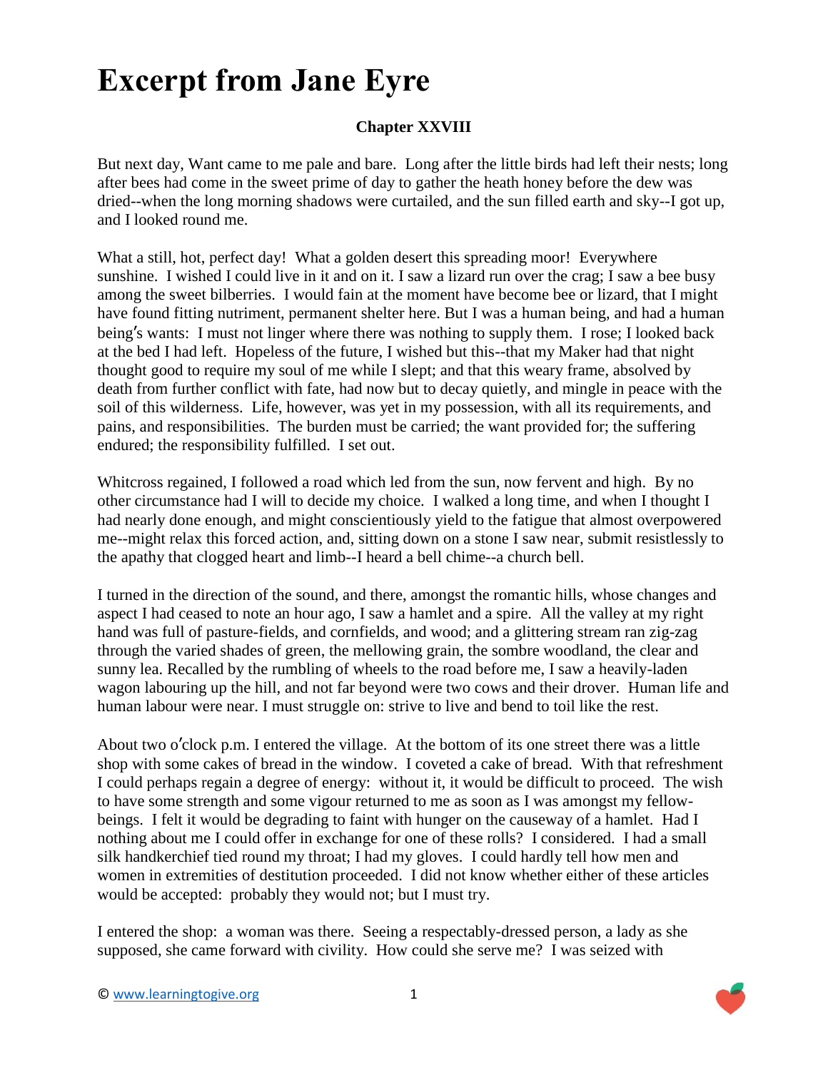# Excerpt from Jane Eyre

### Chapter XXVIII

But next day, Want came to me pale and bare. Long after the little birds had left their nests; long after bees had come in the sweet prime of day to gather the heath honey before the dew was dried--when the long morning shadows were curtailed, and the sun filled earth and sky--I got up, and I looked round me.

What a still, hot, perfect day! What a golden desert this spreading moor! Everywhere sunshine. I wished I could live in it and on it. I saw a lizard run over the crag; I saw a bee busy among the sweet bilberries. I would fain at the moment have become bee or lizard, that I might have found fitting nutriment, permanent shelter here. But I was a human being, and had a human being′s wants: I must not linger where there was nothing to supply them. I rose; I looked back at the bed I had left. Hopeless of the future, I wished but this--that my Maker had that night thought good to require my soul of me while I slept; and that this weary frame, absolved by death from further conflict with fate, had now but to decay quietly, and mingle in peace with the soil of this wilderness. Life, however, was yet in my possession, with all its requirements, and pains, and responsibilities. The burden must be carried; the want provided for; the suffering endured; the responsibility fulfilled. I set out.

Whitcross regained, I followed a road which led from the sun, now fervent and high. By no other circumstance had I will to decide my choice. I walked a long time, and when I thought I had nearly done enough, and might conscientiously yield to the fatigue that almost overpowered me--might relax this forced action, and, sitting down on a stone I saw near, submit resistlessly to the apathy that clogged heart and limb--I heard a bell chime--a church bell.

I turned in the direction of the sound, and there, amongst the romantic hills, whose changes and aspect I had ceased to note an hour ago, I saw a hamlet and a spire. All the valley at my right hand was full of pasture-fields, and cornfields, and wood; and a glittering stream ran zig-zag through the varied shades of green, the mellowing grain, the sombre woodland, the clear and sunny lea. Recalled by the rumbling of wheels to the road before me, I saw a heavily-laden wagon labouring up the hill, and not far beyond were two cows and their drover. Human life and human labour were near. I must struggle on: strive to live and bend to toil like the rest.

About two o′clock p.m. I entered the village. At the bottom of its one street there was a little shop with some cakes of bread in the window. I coveted a cake of bread. With that refreshment I could perhaps regain a degree of energy: without it, it would be difficult to proceed. The wish to have some strength and some vigour returned to me as soon as I was amongst my fellow-beings. I felt it would be degrading to faint with hunger on the causeway of a hamlet. Had I nothing about me I could offer in exchange for one of these rolls? I considered. I had a small silk handkerchief tied round my throat; I had my gloves. I could hardly tell how men and women in extremities of destitution proceeded. I did not know whether either of these articles would be accepted: probably they would not; but I must try.

I entered the shop: a woman was there. Seeing a respectably-dressed person, a lady as she supposed, she came forward with civility. How could she serve me? I was seized with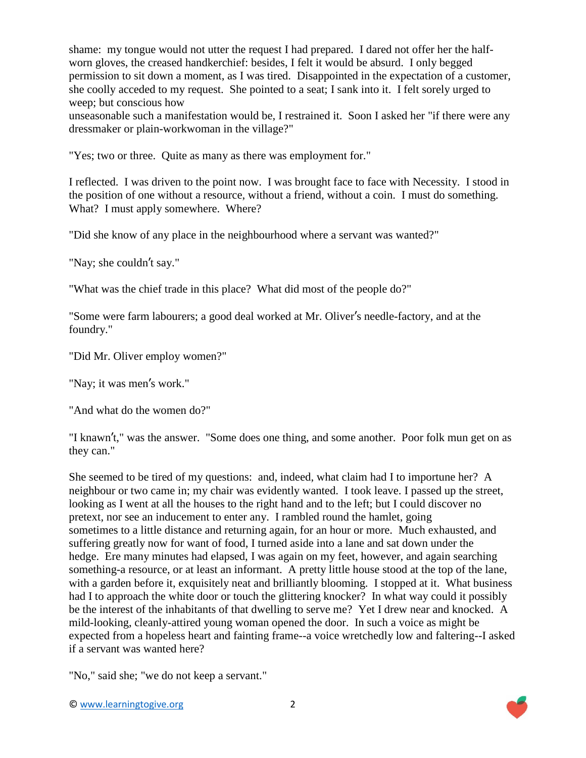shame: my tongue would not utter the request I had prepared. I dared not offer her the half-worn gloves, the creased handkerchief: besides, I felt it would be absurd. I only begged permission to sit down a moment, as I was tired. Disappointed in the expectation of a customer, she coolly acceded to my request. She pointed to a seat; I sank into it. I felt sorely urged to weep; but conscious how unseasonable such a manifestation would be, I restrained it. Soon I asked her "if there were any dressmaker or plain-workwoman in the village?"

"Yes; two or three. Quite as many as there was employment for."

I reflected. I was driven to the point now. I was brought face to face with Necessity. I stood in the position of one without a resource, without a friend, without a coin. I must do something. What? I must apply somewhere. Where?

"Did she know of any place in the neighbourhood where a servant was wanted?"

"Nay; she couldn't say."

"What was the chief trade in this place? What did most of the people do?"

"Some were farm labourers; a good deal worked at Mr. Oliver's needle-factory, and at the foundry."

"Did Mr. Oliver employ women?"

"Nay; it was men's work."

"And what do the women do?"

"I knawn't," was the answer. "Some does one thing, and some another. Poor folk mun get on as they can."

She seemed to be tired of my questions: and, indeed, what claim had I to importune her? A neighbour or two came in; my chair was evidently wanted. I took leave. I passed up the street, looking as I went at all the houses to the right hand and to the left; but I could discover no pretext, nor see an inducement to enter any. I rambled round the hamlet, going sometimes to a little distance and returning again, for an hour or more. Much exhausted, and suffering greatly now for want of food, I turned aside into a lane and sat down under the hedge. Ere many minutes had elapsed, I was again on my feet, however, and again searching something-a resource, or at least an informant. A pretty little house stood at the top of the lane, with a garden before it, exquisitely neat and brilliantly blooming. I stopped at it. What business had I to approach the white door or touch the glittering knocker? In what way could it possibly be the interest of the inhabitants of that dwelling to serve me? Yet I drew near and knocked. A mild-looking, cleanly-attired young woman opened the door. In such a voice as might be expected from a hopeless heart and fainting frame--a voice wretchedly low and faltering--I asked if a servant was wanted here?

"No," said she; "we do not keep a servant."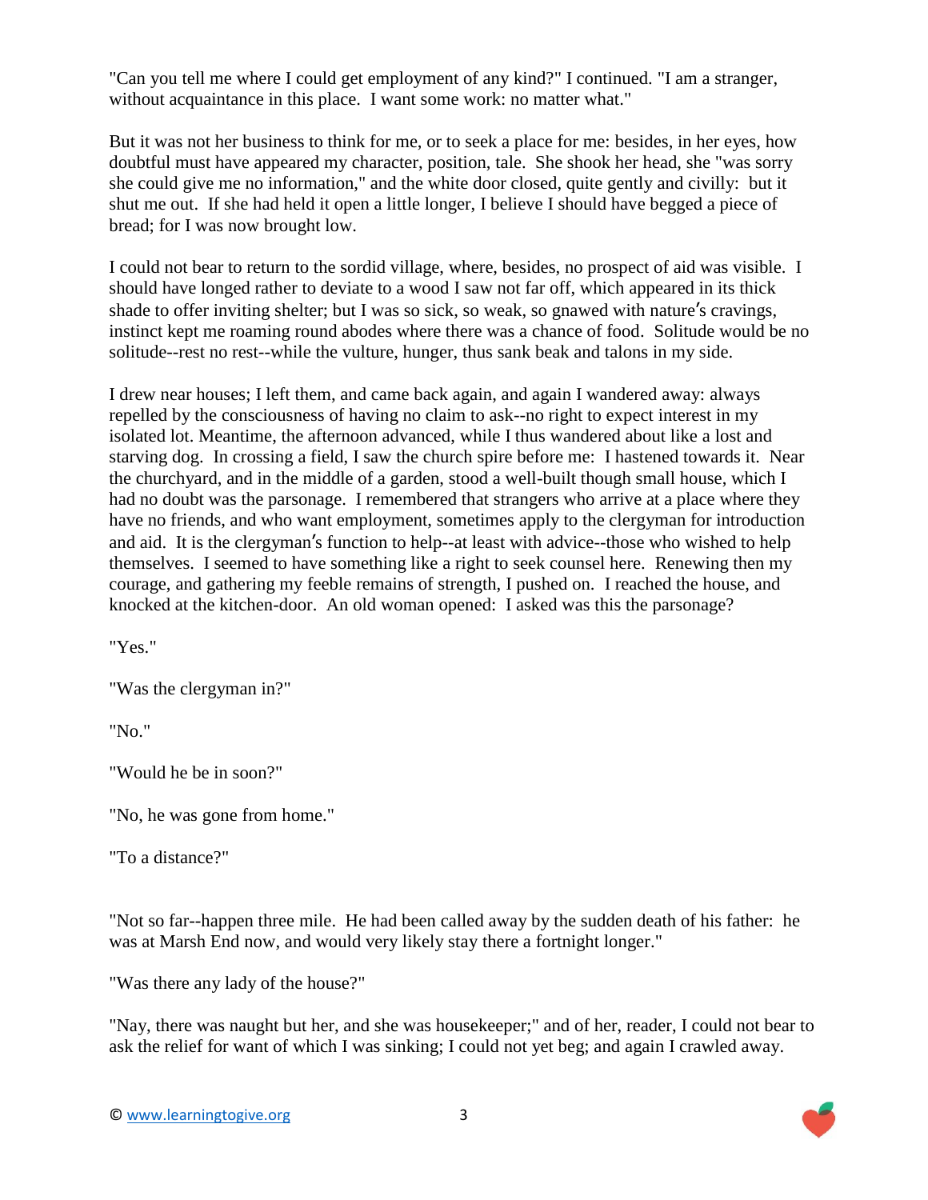"Can you tell me where I could get employment of any kind?" I continued. "I am a stranger, without acquaintance in this place. I want some work: no matter what."

But it was not her business to think for me, or to seek a place for me: besides, in her eyes, how doubtful must have appeared my character, position, tale. She shook her head, she "was sorry she could give me no information," and the white door closed, quite gently and civilly: but it shut me out. If she had held it open a little longer, I believe I should have begged a piece of bread; for I was now brought low.

I could not bear to return to the sordid village, where, besides, no prospect of aid was visible. I should have longed rather to deviate to a wood I saw not far off, which appeared in its thick shade to offer inviting shelter; but I was so sick, so weak, so gnawed with nature's cravings, instinct kept me roaming round abodes where there was a chance of food. Solitude would be no solitude--rest no rest--while the vulture, hunger, thus sank beak and talons in my side.

I drew near houses; I left them, and came back again, and again I wandered away: always repelled by the consciousness of having no claim to ask--no right to expect interest in my isolated lot. Meantime, the afternoon advanced, while I thus wandered about like a lost and starving dog. In crossing a field, I saw the church spire before me: I hastened towards it. Near the churchyard, and in the middle of a garden, stood a well-built though small house, which I had no doubt was the parsonage. I remembered that strangers who arrive at a place where they have no friends, and who want employment, sometimes apply to the clergyman for introduction and aid. It is the clergyman's function to help--at least with advice--those who wished to help themselves. I seemed to have something like a right to seek counsel here. Renewing then my courage, and gathering my feeble remains of strength, I pushed on. I reached the house, and knocked at the kitchen-door. An old woman opened: I asked was this the parsonage?

"Yes."

"Was the clergyman in?"

"No."

"Would he be in soon?"

"No, he was gone from home."

"To a distance?"

"Not so far--happen three mile. He had been called away by the sudden death of his father: he was at Marsh End now, and would very likely stay there a fortnight longer."

"Was there any lady of the house?"

"Nay, there was naught but her, and she was housekeeper;" and of her, reader, I could not bear to ask the relief for want of which I was sinking; I could not yet beg; and again I crawled away.

© www.learningtogive.org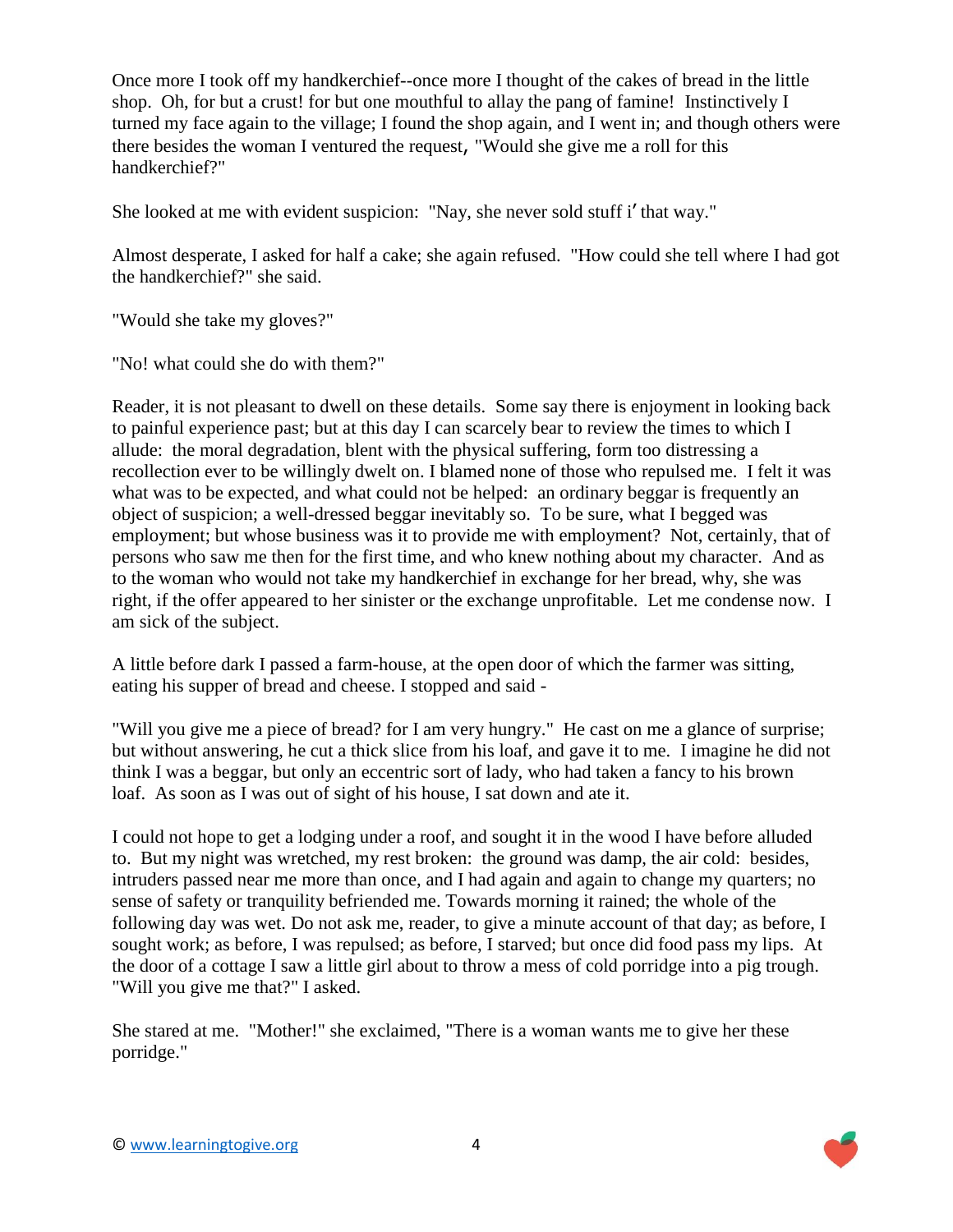Once more I took off my handkerchief--once more I thought of the cakes of bread in the little shop. Oh, for but a crust! for but one mouthful to allay the pang of famine! Instinctively I turned my face again to the village; I found the shop again, and I went in; and though others were there besides the woman I ventured the request, "Would she give me a roll for this handkerchief?"

She looked at me with evident suspicion: "Nay, she never sold stuff i' that way."

Almost desperate, I asked for half a cake; she again refused. "How could she tell where I had got the handkerchief?" she said.

"Would she take my gloves?"

"No! what could she do with them?"

Reader, it is not pleasant to dwell on these details. Some say there is enjoyment in looking back to painful experience past; but at this day I can scarcely bear to review the times to which I allude: the moral degradation, blent with the physical suffering, form too distressing a recollection ever to be willingly dwelt on. I blamed none of those who repulsed me. I felt it was what was to be expected, and what could not be helped: an ordinary beggar is frequently an object of suspicion; a well-dressed beggar inevitably so. To be sure, what I begged was employment; but whose business was it to provide me with employment? Not, certainly, that of persons who saw me then for the first time, and who knew nothing about my character. And as to the woman who would not take my handkerchief in exchange for her bread, why, she was right, if the offer appeared to her sinister or the exchange unprofitable. Let me condense now. I am sick of the subject.

A little before dark I passed a farm-house, at the open door of which the farmer was sitting, eating his supper of bread and cheese. I stopped and said -

"Will you give me a piece of bread? for I am very hungry." He cast on me a glance of surprise; but without answering, he cut a thick slice from his loaf, and gave it to me. I imagine he did not think I was a beggar, but only an eccentric sort of lady, who had taken a fancy to his brown loaf. As soon as I was out of sight of his house, I sat down and ate it.

I could not hope to get a lodging under a roof, and sought it in the wood I have before alluded to. But my night was wretched, my rest broken: the ground was damp, the air cold: besides, intruders passed near me more than once, and I had again and again to change my quarters; no sense of safety or tranquility befriended me. Towards morning it rained; the whole of the following day was wet. Do not ask me, reader, to give a minute account of that day; as before, I sought work; as before, I was repulsed; as before, I starved; but once did food pass my lips. At the door of a cottage I saw a little girl about to throw a mess of cold porridge into a pig trough. "Will you give me that?" I asked.

She stared at me. "Mother!" she exclaimed, "There is a woman wants me to give her these porridge."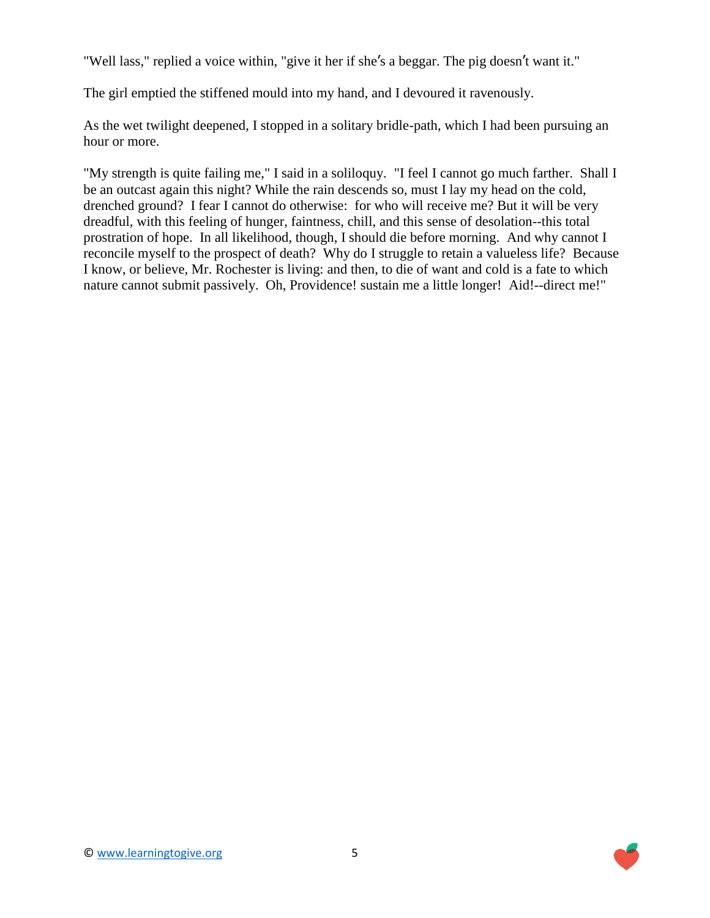"Well lass," replied a voice within, "give it her if she's a beggar. The pig doesn't want it."

The girl emptied the stiffened mould into my hand, and I devoured it ravenously.

As the wet twilight deepened, I stopped in a solitary bridle-path, which I had been pursuing an hour or more.

"My strength is quite failing me," I said in a soliloquy. "I feel I cannot go much farther. Shall I be an outcast again this night? While the rain descends so, must I lay my head on the cold, drenched ground? I fear I cannot do otherwise: for who will receive me? But it will be very dreadful, with this feeling of hunger, faintness, chill, and this sense of desolation--this total prostration of hope. In all likelihood, though, I should die before morning. And why cannot I reconcile myself to the prospect of death? Why do I struggle to retain a valueless life? Because I know, or believe, Mr. Rochester is living: and then, to die of want and cold is a fate to which nature cannot submit passively. Oh, Providence! sustain me a little longer! Aid!--direct me!"